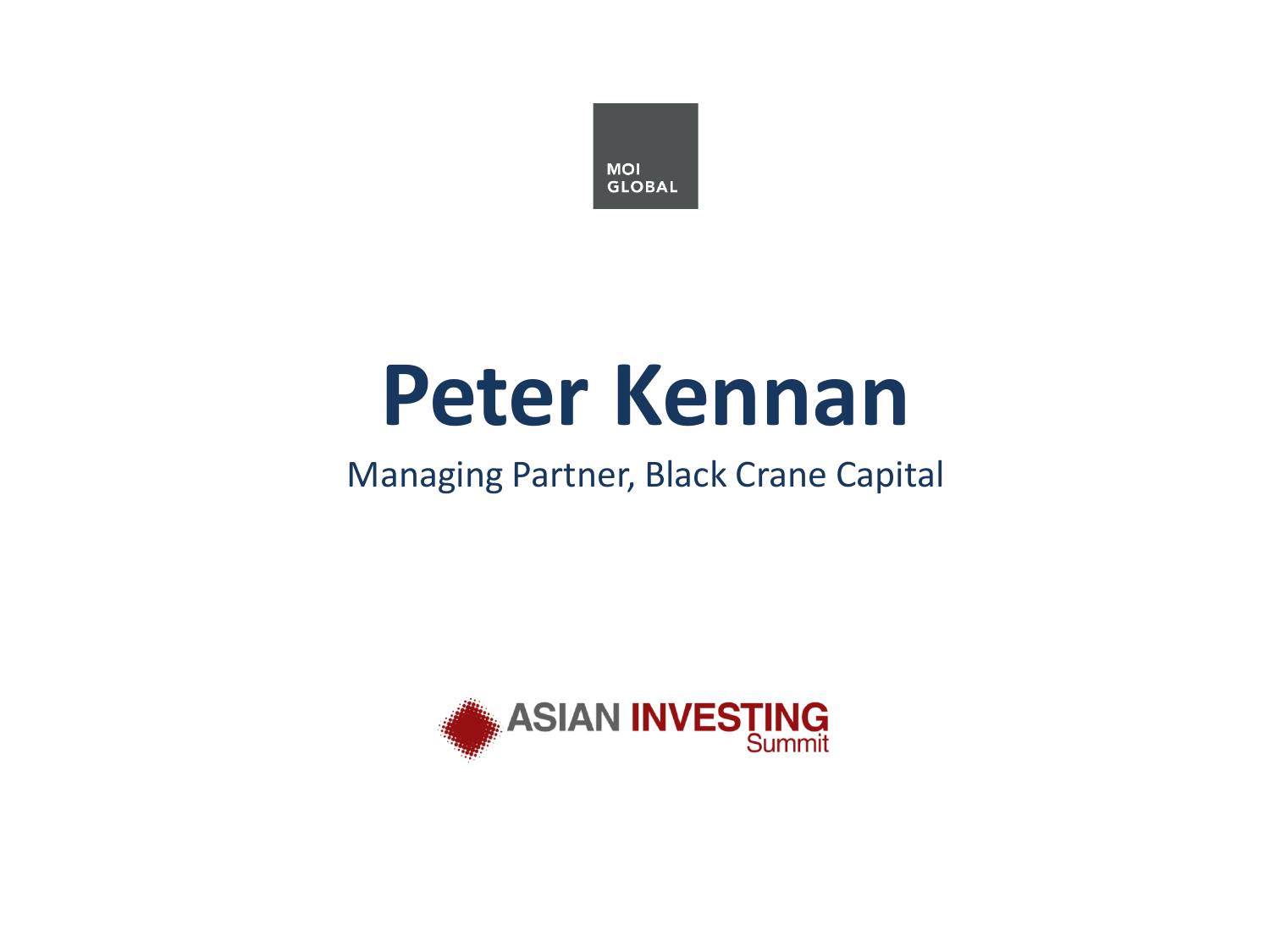MOI GLOBAL

# Peter Kennan

Managing Partner, Black Crane Capital

ASIAN INVESTING Summit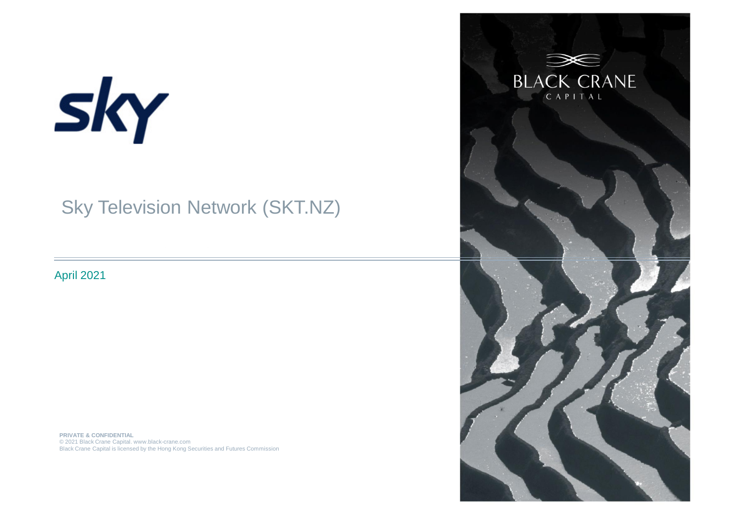sky

# Sky Television Network (SKT.NZ)

April 2021

BLACK CRANE
CAPITAL

**PRIVATE & CONFIDENTIAL**
© 2021 Black Crane Capital. www.black-crane.com
Black Crane Capital is licensed by the Hong Kong Securities and Futures Commission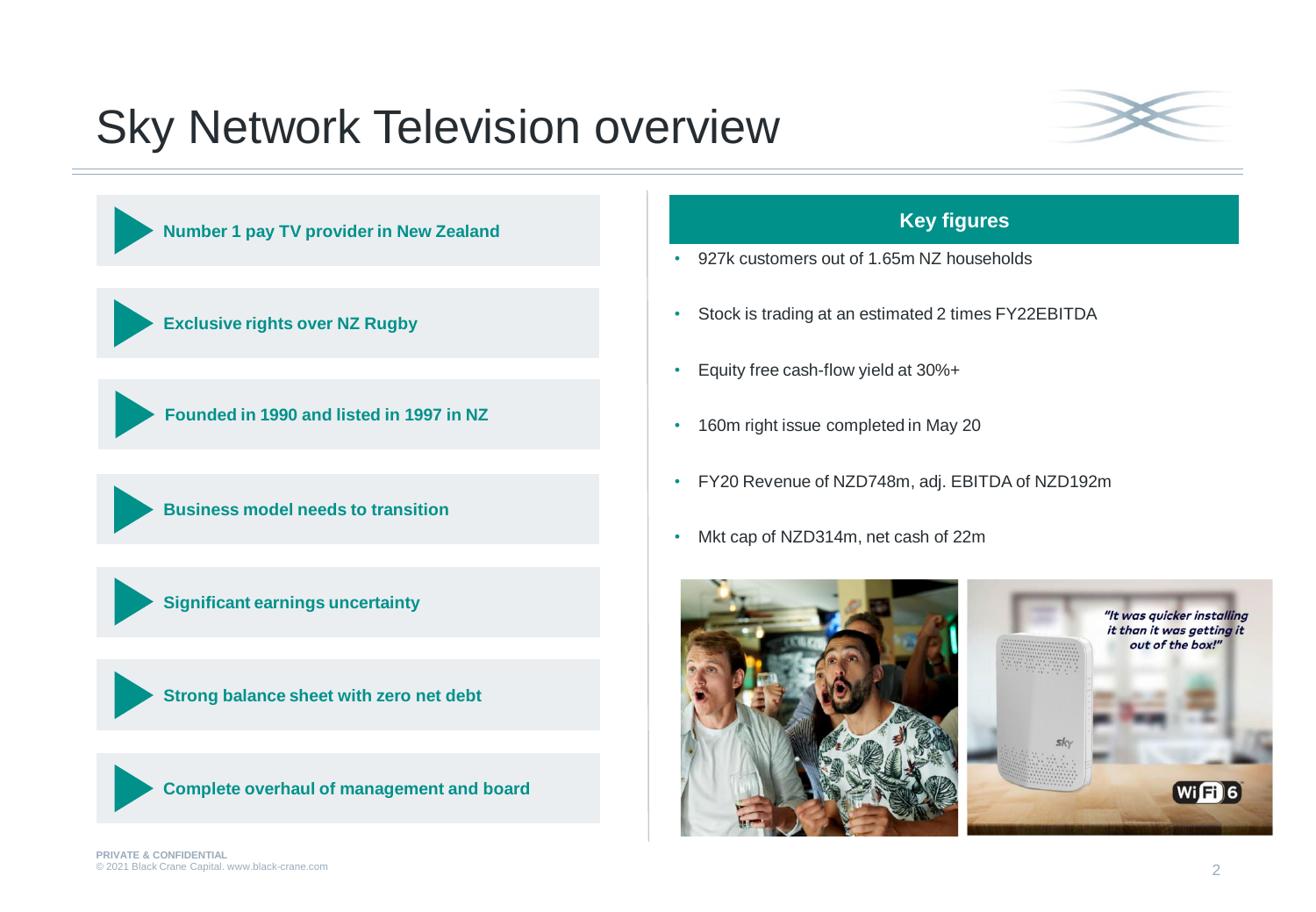# Sky Network Television overview

- **Number 1 pay TV provider in New Zealand**
- **Exclusive rights over NZ Rugby**
- **Founded in 1990 and listed in 1997 in NZ**
- **Business model needs to transition**
- **Significant earnings uncertainty**
- **Strong balance sheet with zero net debt**
- **Complete overhaul of management and board**

## Key figures

- 927k customers out of 1.65m NZ households
- Stock is trading at an estimated 2 times FY22EBITDA
- Equity free cash-flow yield at 30%+
- 160m right issue completed in May 20
- FY20 Revenue of NZD748m, adj. EBITDA of NZD192m
- Mkt cap of NZD314m, net cash of 22m

PRIVATE & CONFIDENTIAL
© 2021 Black Crane Capital. www.black-crane.com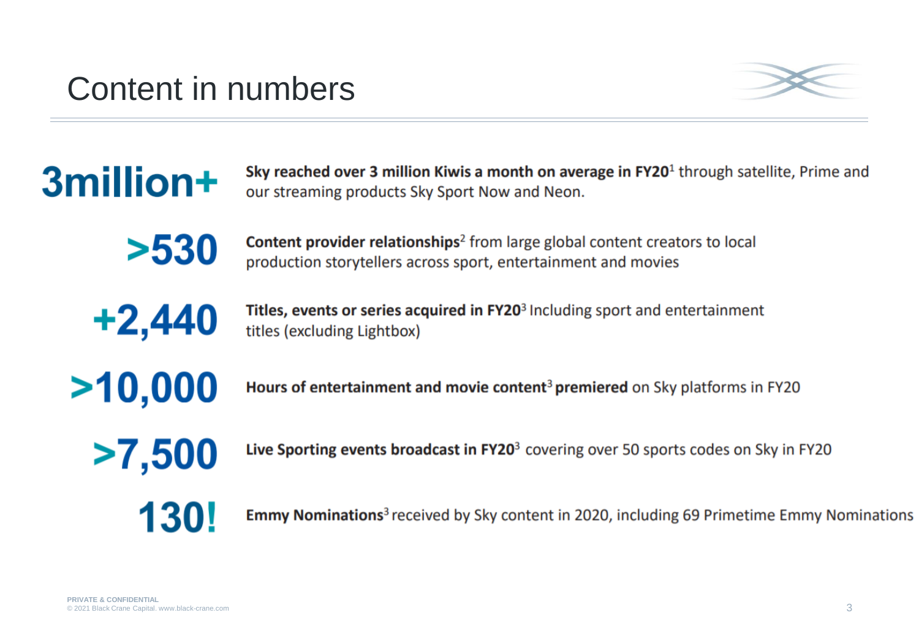# Content in numbers

**3million+** **Sky reached over 3 million Kiwis a month on average in FY20**[1] through satellite, Prime and our streaming products Sky Sport Now and Neon.

**>530** **Content provider relationships**[2] from large global content creators to local production storytellers across sport, entertainment and movies

**+2,440** **Titles, events or series acquired in FY20**[3] Including sport and entertainment titles (excluding Lightbox)

**>10,000** **Hours of entertainment and movie content**[3] **premiered** on Sky platforms in FY20

**>7,500** **Live Sporting events broadcast in FY20**[3] covering over 50 sports codes on Sky in FY20

**130!** **Emmy Nominations**[3] received by Sky content in 2020, including 69 Primetime Emmy Nominations

PRIVATE & CONFIDENTIAL
© 2021 Black Crane Capital. www.black-crane.com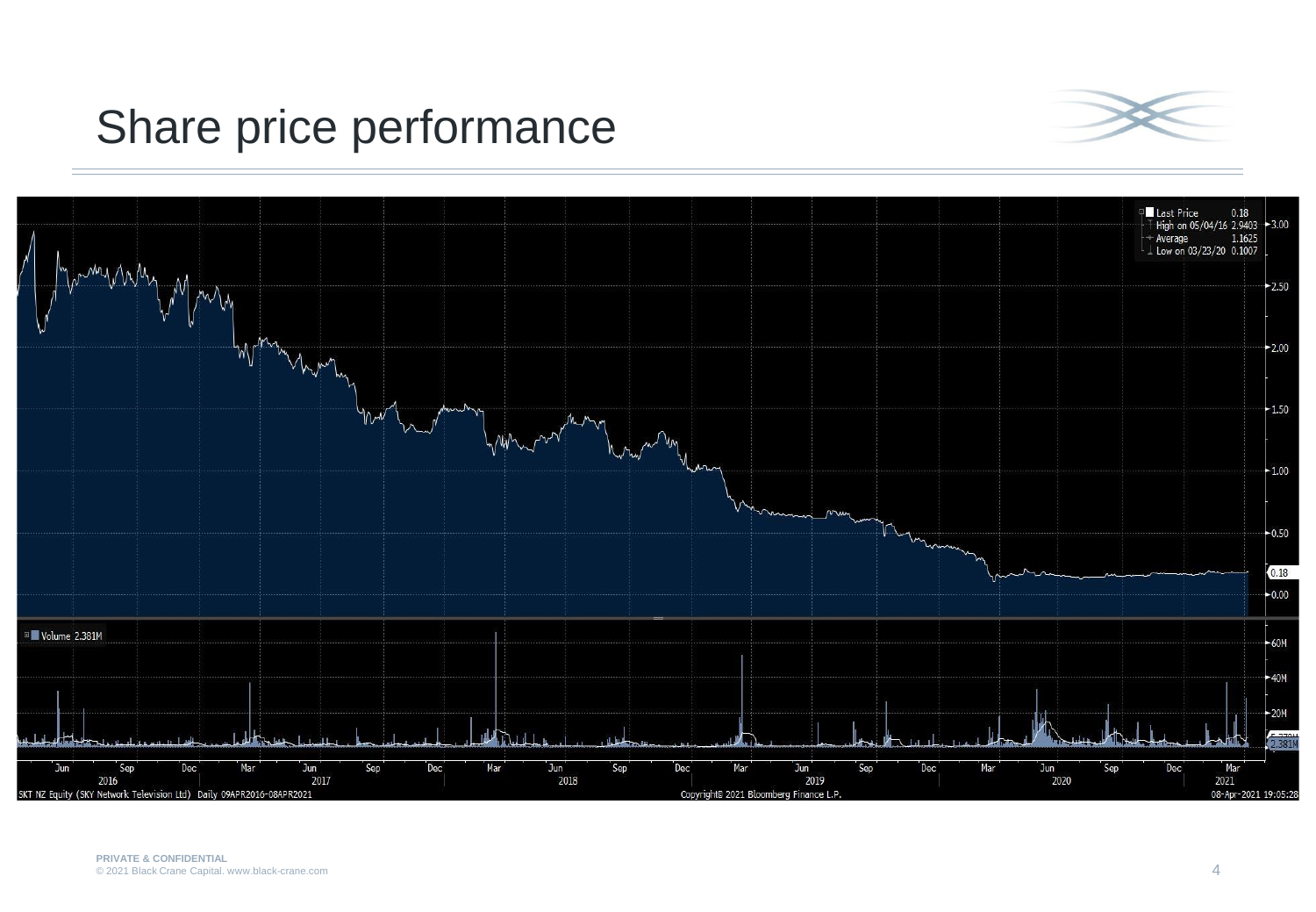# Share price performance

Last Price 0.18
High on 05/04/16 2.9403
Average 1.1625
Low on 03/23/20 0.1007

Volume 2.381M

SKT NZ Equity (SKY Network Television Ltd) Daily 09APR2016-08APR2021

Copyright© 2021 Bloomberg Finance L.P.

08-Apr-2021 19:05:28

PRIVATE & CONFIDENTIAL
© 2021 Black Crane Capital. www.black-crane.com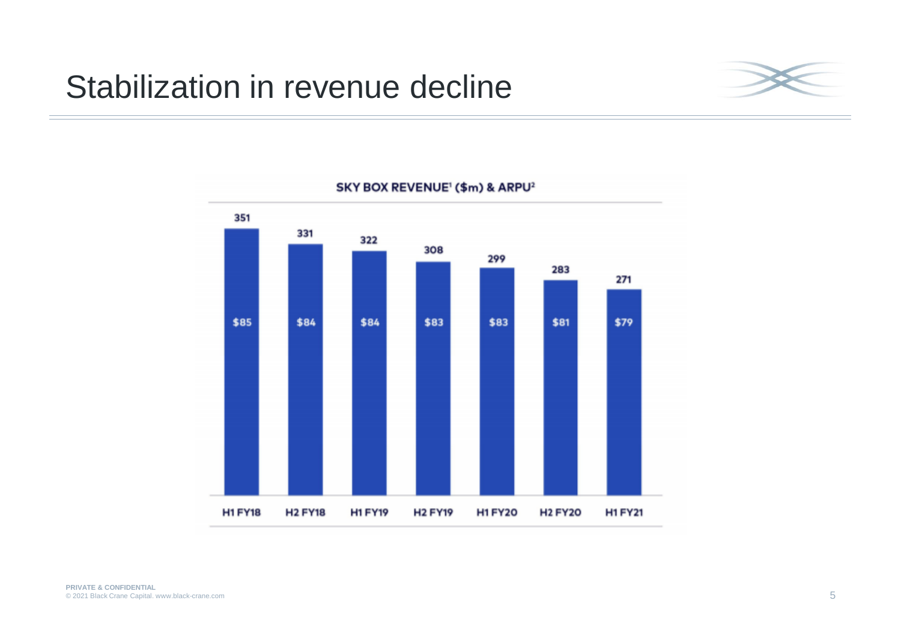# Stabilization in revenue decline

**SKY BOX REVENUE[1] ($m) & ARPU[2]**

| | H1 FY18 | H2 FY18 | H1 FY19 | H2 FY19 | H1 FY20 | H2 FY20 | H1 FY21 |
|---|---|---|---|---|---|---|---|
| Revenue ($m) | 351 | 331 | 322 | 308 | 299 | 283 | 271 |
| ARPU | $85 | $84 | $84 | $83 | $83 | $81 | $79 |

**PRIVATE & CONFIDENTIAL**
© 2021 Black Crane Capital. www.black-crane.com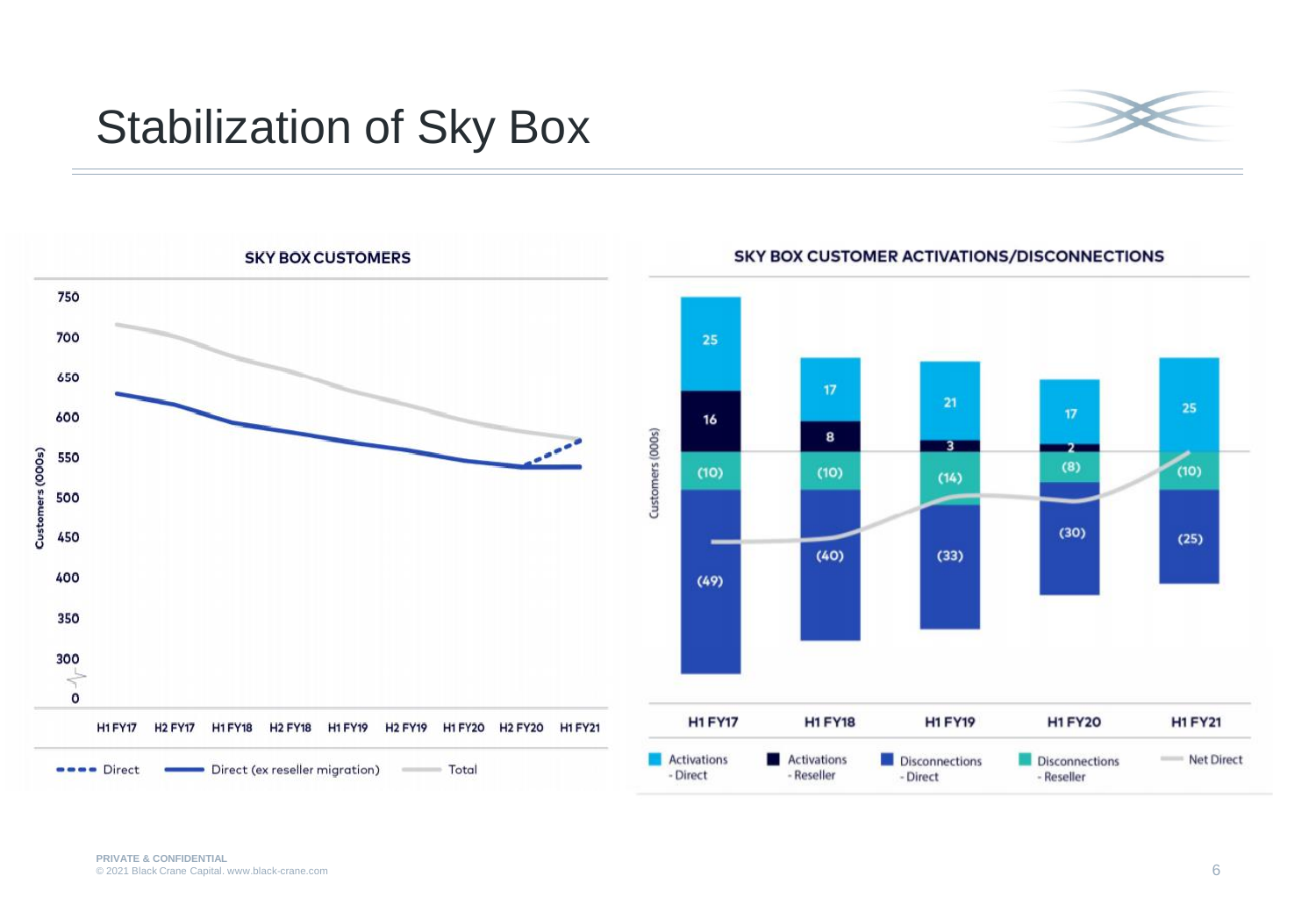# Stabilization of Sky Box

**SKY BOX CUSTOMERS**

Customers (000s)

750, 700, 650, 600, 550, 500, 450, 400, 350, 300, 0

H1 FY17 | H2 FY17 | H1 FY18 | H2 FY18 | H1 FY19 | H2 FY19 | H1 FY20 | H2 FY20 | H1 FY21

Direct | Direct (ex reseller migration) | Total

**SKY BOX CUSTOMER ACTIVATIONS/DISCONNECTIONS**

Customers (000s)

| | H1 FY17 | H1 FY18 | H1 FY19 | H1 FY20 | H1 FY21 |
|---|---|---|---|---|---|
| Activations - Direct | 25 | 17 | 21 | 17 | 25 |
| Activations - Reseller | 16 | 8 | 3 | 2 | |
| Disconnections - Reseller | (10) | (10) | (14) | (8) | (10) |
| Disconnections - Direct | (49) | (40) | (33) | (30) | (25) |

Activations - Direct | Activations - Reseller | Disconnections - Direct | Disconnections - Reseller | Net Direct

PRIVATE & CONFIDENTIAL
© 2021 Black Crane Capital. www.black-crane.com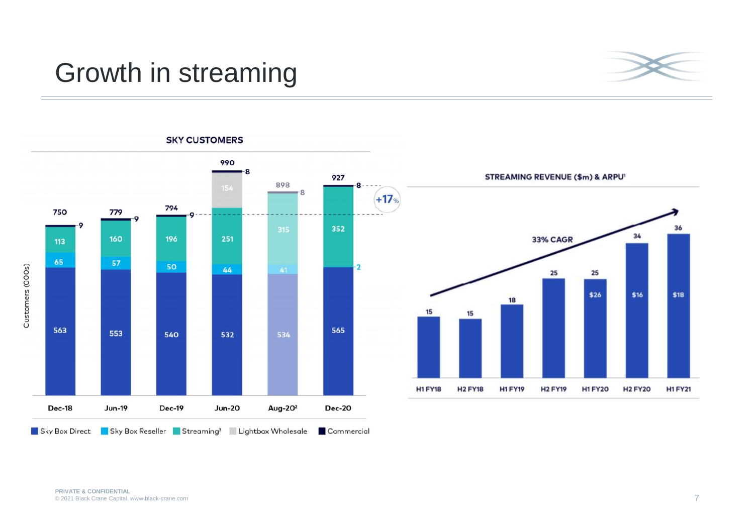# Growth in streaming

**SKY CUSTOMERS**

Customers (000s)

| | Dec-18 | Jun-19 | Dec-19 | Jun-20 | Aug-20[2] | Dec-20 |
|---|---|---|---|---|---|---|
| Sky Box Direct | 563 | 553 | 540 | 532 | 534 | 565 |
| Sky Box Reseller | 65 | 57 | 50 | 44 | 41 | 2 |
| Streaming[3] | 113 | 160 | 196 | 251 | 315 | 352 |
| Lightbox Wholesale | | | | 154 | | |
| Commercial | 9 | 9 | 9 | 8 | 8 | 8 |
| Total | 750 | 779 | 794 | 990 | 898 | 927 |

+17%

**STREAMING REVENUE ($m) & ARPU[1]**

33% CAGR

| | H1 FY18 | H2 FY18 | H1 FY19 | H2 FY19 | H1 FY20 | H2 FY20 | H1 FY21 |
|---|---|---|---|---|---|---|---|
| Streaming revenue ($m) | 15 | 15 | 18 | 25 | 25 | 34 | 36 |
| ARPU | | | | | $26 | $16 | $18 |

PRIVATE & CONFIDENTIAL
© 2021 Black Crane Capital. www.black-crane.com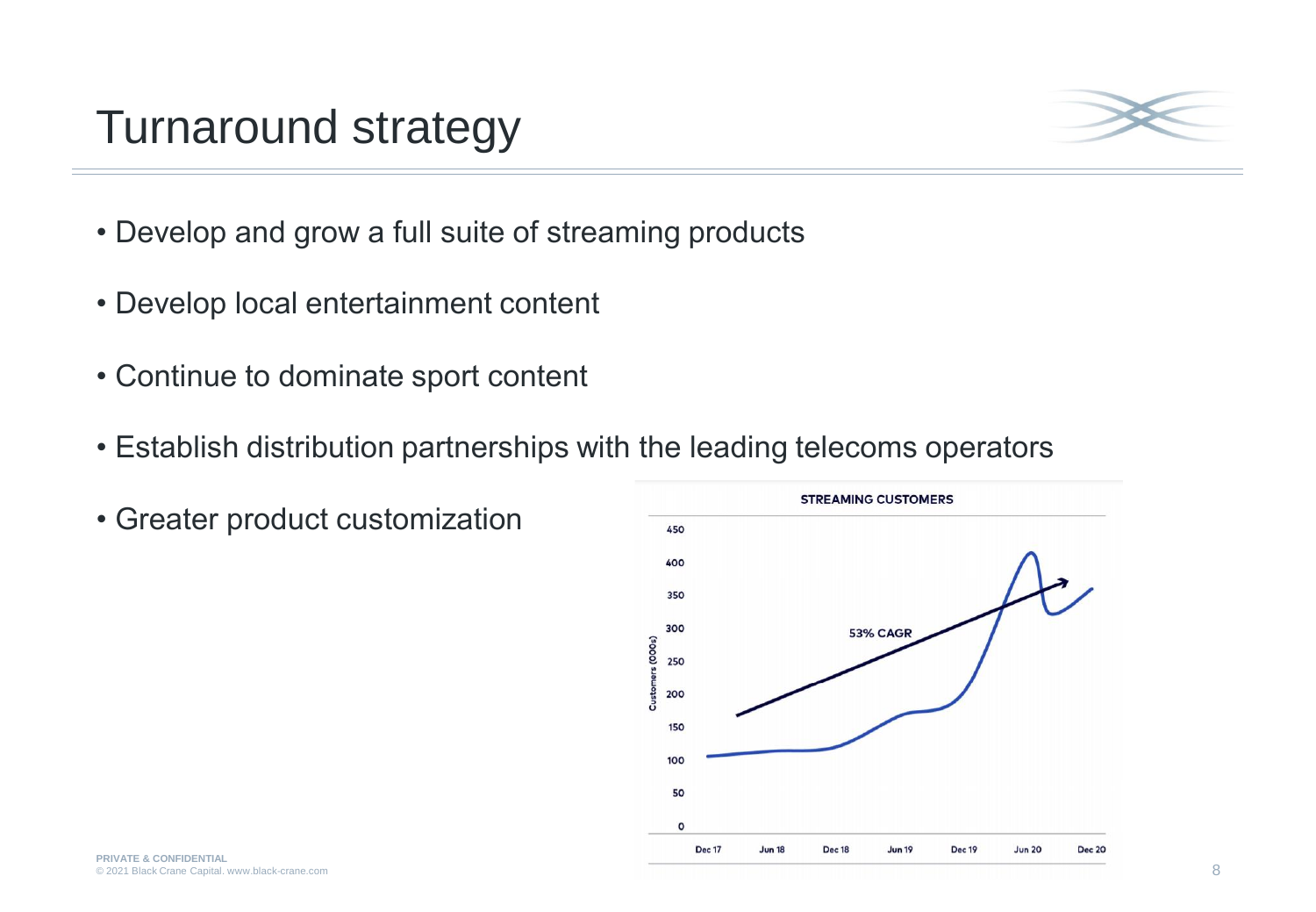# Turnaround strategy

- Develop and grow a full suite of streaming products
- Develop local entertainment content
- Continue to dominate sport content
- Establish distribution partnerships with the leading telecoms operators
- Greater product customization

STREAMING CUSTOMERS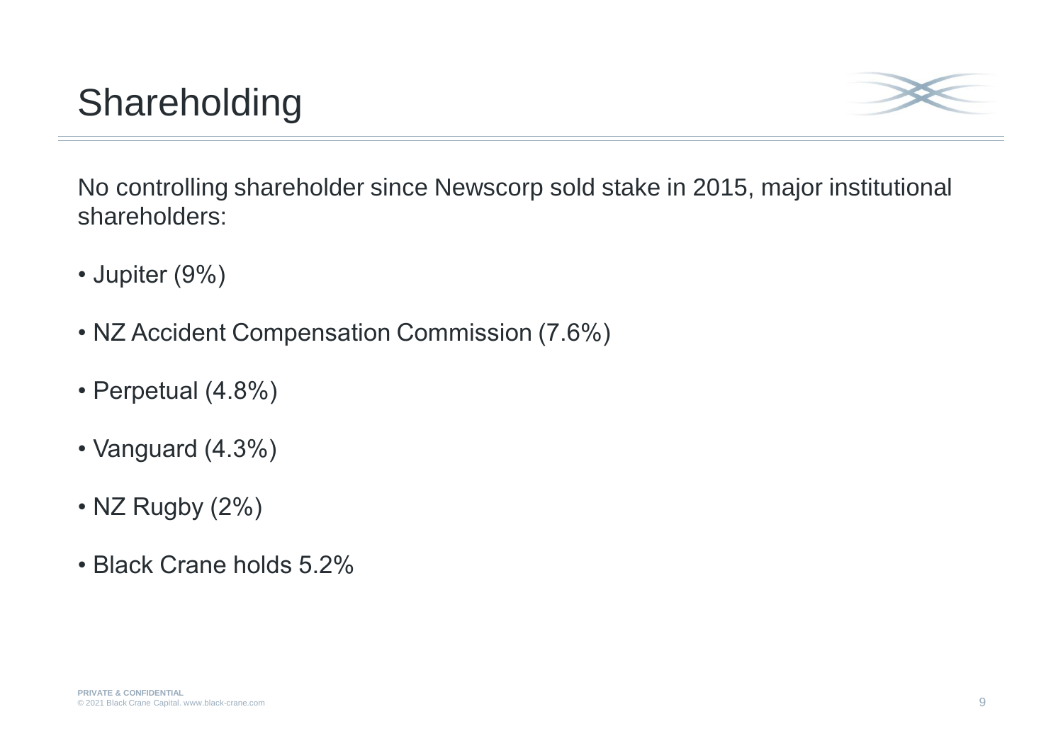# Shareholding

No controlling shareholder since Newscorp sold stake in 2015, major institutional shareholders:

- Jupiter (9%)
- NZ Accident Compensation Commission (7.6%)
- Perpetual (4.8%)
- Vanguard (4.3%)
- NZ Rugby (2%)
- Black Crane holds 5.2%

PRIVATE & CONFIDENTIAL
© 2021 Black Crane Capital. www.black-crane.com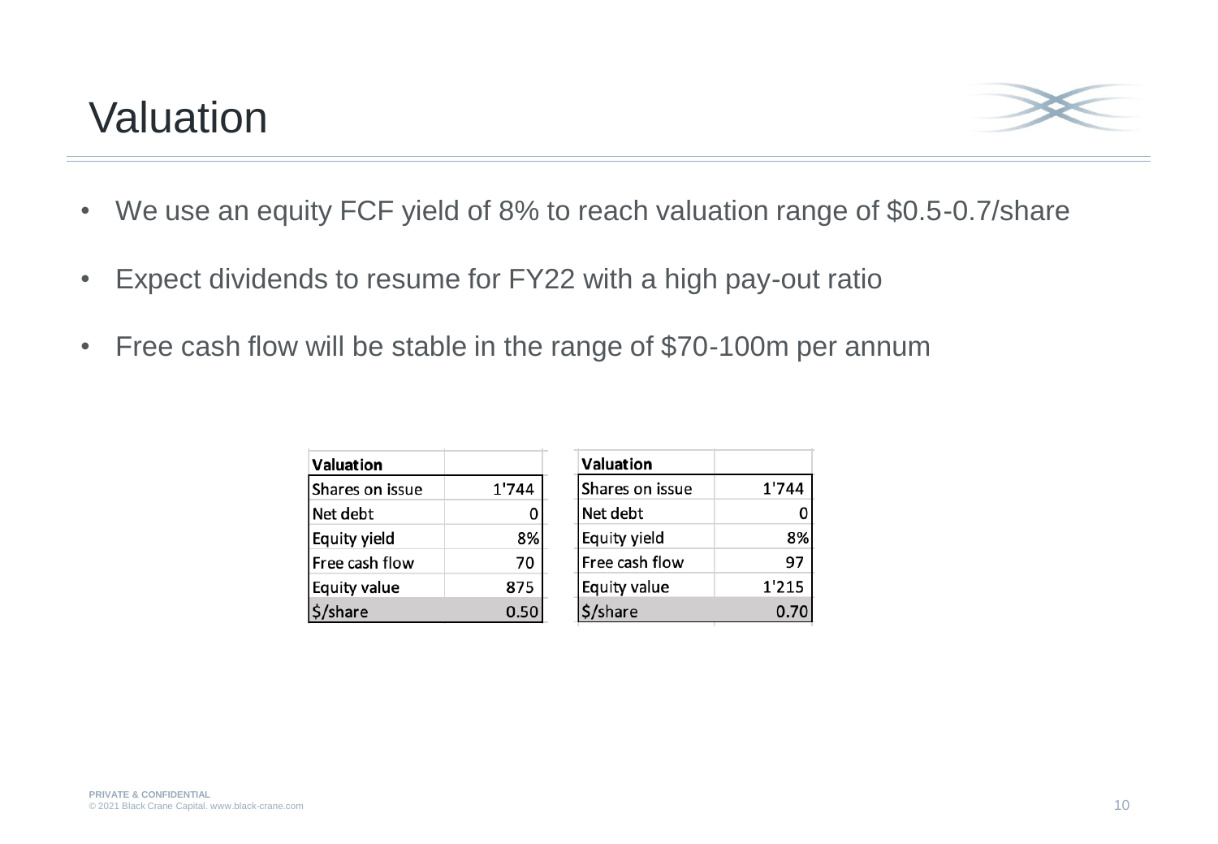# Valuation

- We use an equity FCF yield of 8% to reach valuation range of $0.5-0.7/share
- Expect dividends to resume for FY22 with a high pay-out ratio
- Free cash flow will be stable in the range of $70-100m per annum

| Valuation | |
|---|---|
| Shares on issue | 1'744 |
| Net debt | 0 |
| Equity yield | 8% |
| Free cash flow | 70 |
| Equity value | 875 |
| $/share | 0.50 |

| Valuation | |
|---|---|
| Shares on issue | 1'744 |
| Net debt | 0 |
| Equity yield | 8% |
| Free cash flow | 97 |
| Equity value | 1'215 |
| $/share | 0.70 |

PRIVATE & CONFIDENTIAL
© 2021 Black Crane Capital. www.black-crane.com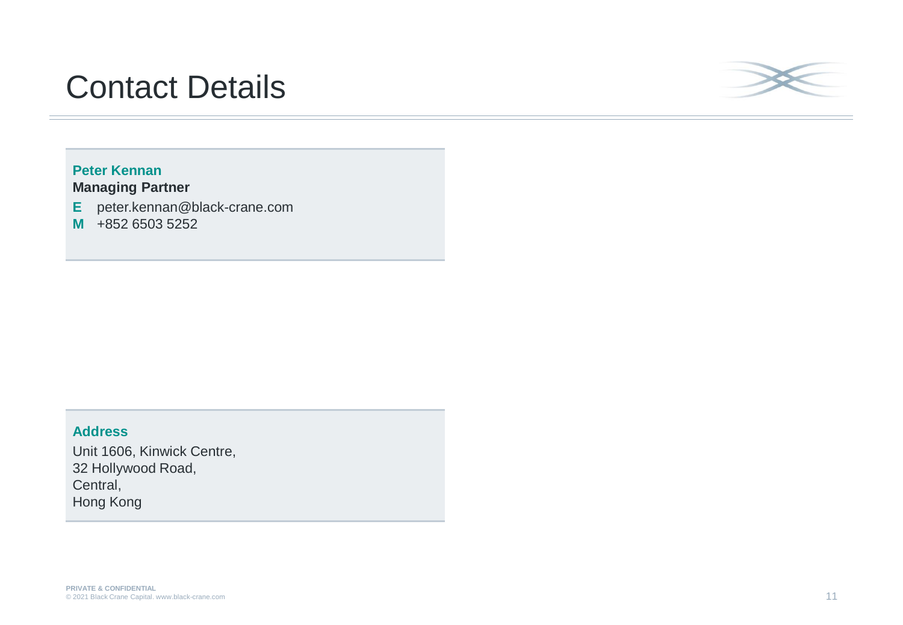# Contact Details

**Peter Kennan**
**Managing Partner**

**E** peter.kennan@black-crane.com
**M** +852 6503 5252

**Address**

Unit 1606, Kinwick Centre,
32 Hollywood Road,
Central,
Hong Kong

**PRIVATE & CONFIDENTIAL**
© 2021 Black Crane Capital. www.black-crane.com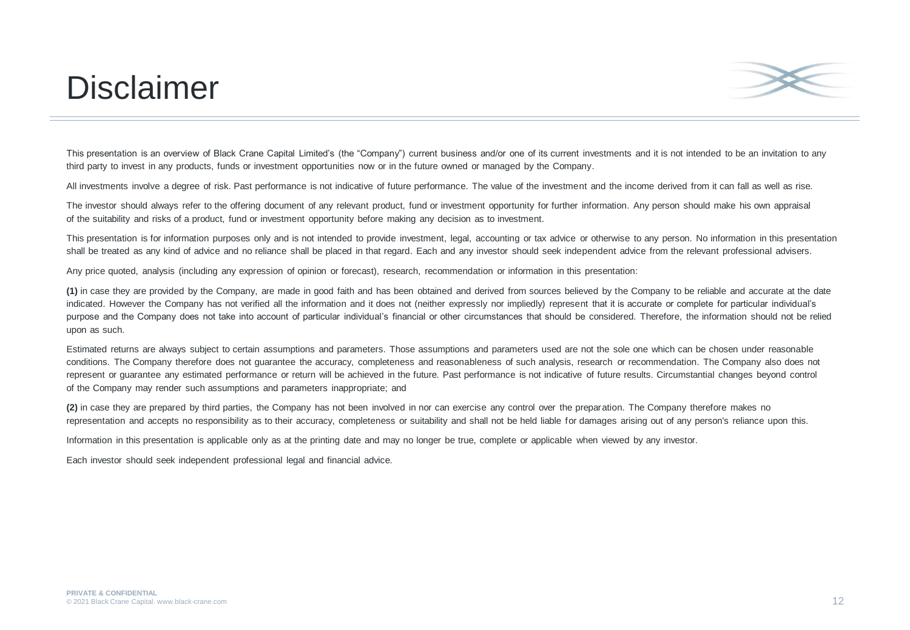# Disclaimer

This presentation is an overview of Black Crane Capital Limited's (the "Company") current business and/or one of its current investments and it is not intended to be an invitation to any third party to invest in any products, funds or investment opportunities now or in the future owned or managed by the Company.

All investments involve a degree of risk. Past performance is not indicative of future performance. The value of the investment and the income derived from it can fall as well as rise.

The investor should always refer to the offering document of any relevant product, fund or investment opportunity for further information. Any person should make his own appraisal of the suitability and risks of a product, fund or investment opportunity before making any decision as to investment.

This presentation is for information purposes only and is not intended to provide investment, legal, accounting or tax advice or otherwise to any person. No information in this presentation shall be treated as any kind of advice and no reliance shall be placed in that regard. Each and any investor should seek independent advice from the relevant professional advisers.

Any price quoted, analysis (including any expression of opinion or forecast), research, recommendation or information in this presentation:

**(1)** in case they are provided by the Company, are made in good faith and has been obtained and derived from sources believed by the Company to be reliable and accurate at the date indicated. However the Company has not verified all the information and it does not (neither expressly nor impliedly) represent that it is accurate or complete for particular individual's purpose and the Company does not take into account of particular individual's financial or other circumstances that should be considered. Therefore, the information should not be relied upon as such.

Estimated returns are always subject to certain assumptions and parameters. Those assumptions and parameters used are not the sole one which can be chosen under reasonable conditions. The Company therefore does not guarantee the accuracy, completeness and reasonableness of such analysis, research or recommendation. The Company also does not represent or guarantee any estimated performance or return will be achieved in the future. Past performance is not indicative of future results. Circumstantial changes beyond control of the Company may render such assumptions and parameters inappropriate; and

**(2)** in case they are prepared by third parties, the Company has not been involved in nor can exercise any control over the preparation. The Company therefore makes no representation and accepts no responsibility as to their accuracy, completeness or suitability and shall not be held liable for damages arising out of any person's reliance upon this.

Information in this presentation is applicable only as at the printing date and may no longer be true, complete or applicable when viewed by any investor.

Each investor should seek independent professional legal and financial advice.